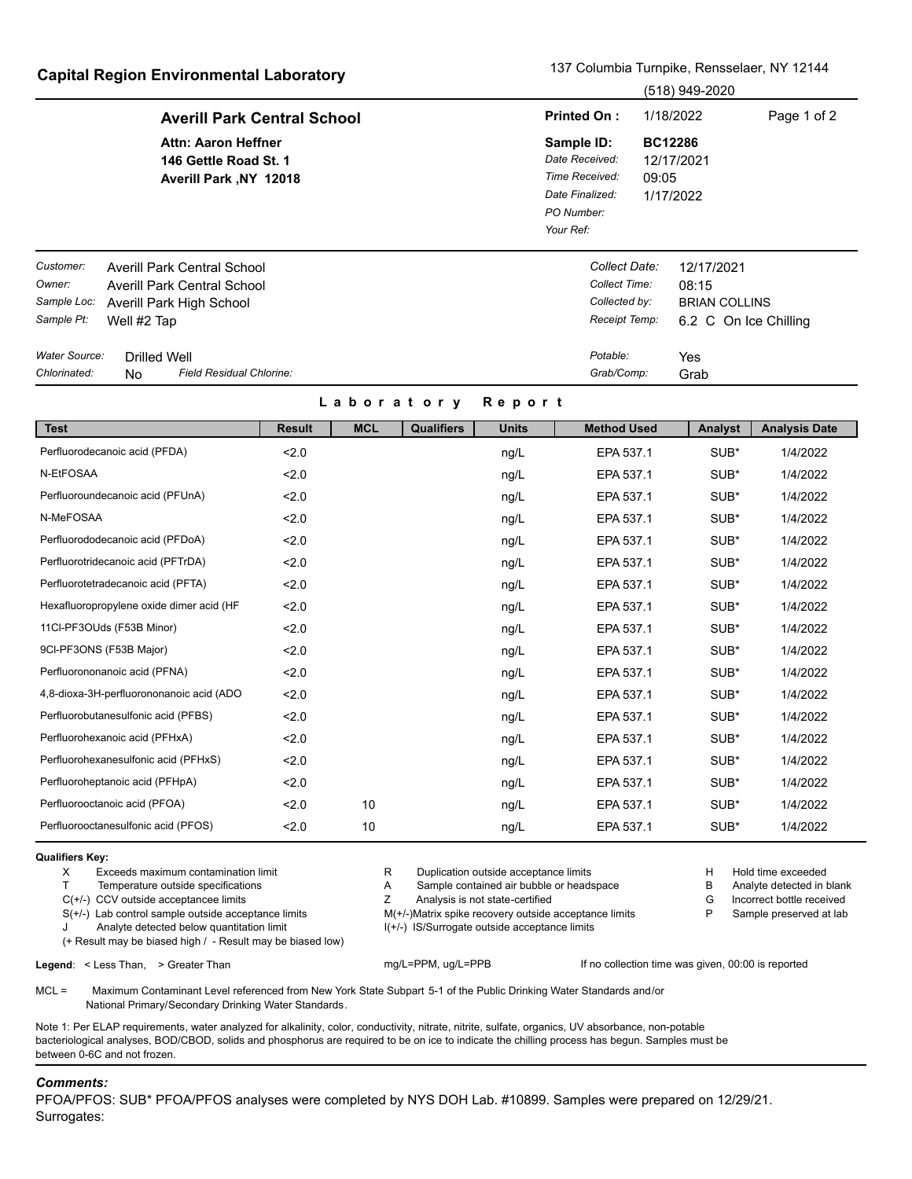# Capital Region Environmental Laboratory

137 Columbia Turnpike, Rensselaer, NY 12144

(518) 949-2020

**Averill Park Central School**

**Attn: Aaron Heffner**
**146 Gettle Road St. 1**
**Averill Park ,NY 12018**

**Printed On :** 1/18/2022

**Sample ID:** **BC12286**
*Date Received:* 12/17/2021
*Time Received:* 09:05
*Date Finalized:* 1/17/2022
*PO Number:*
*Your Ref:*

*Customer:* Averill Park Central School
*Owner:* Averill Park Central School
*Sample Loc:* Averill Park High School
*Sample Pt:* Well #2 Tap

*Collect Date:* 12/17/2021
*Collect Time:* 08:15
*Collected by:* BRIAN COLLINS
*Receipt Temp:* 6.2 C On Ice Chilling

*Water Source:* Drilled Well
*Chlorinated:* No *Field Residual Chlorine:*

*Potable:* Yes
*Grab/Comp:* Grab

## Laboratory Report

| Test | Result | MCL | Qualifiers | Units | Method Used | Analyst | Analysis Date |
|---|---|---|---|---|---|---|---|
| Perfluorodecanoic acid (PFDA) | <2.0 | | | ng/L | EPA 537.1 | SUB* | 1/4/2022 |
| N-EtFOSAA | <2.0 | | | ng/L | EPA 537.1 | SUB* | 1/4/2022 |
| Perfluoroundecanoic acid (PFUnA) | <2.0 | | | ng/L | EPA 537.1 | SUB* | 1/4/2022 |
| N-MeFOSAA | <2.0 | | | ng/L | EPA 537.1 | SUB* | 1/4/2022 |
| Perfluorododecanoic acid (PFDoA) | <2.0 | | | ng/L | EPA 537.1 | SUB* | 1/4/2022 |
| Perfluorotridecanoic acid (PFTrDA) | <2.0 | | | ng/L | EPA 537.1 | SUB* | 1/4/2022 |
| Perfluorotetradecanoic acid (PFTA) | <2.0 | | | ng/L | EPA 537.1 | SUB* | 1/4/2022 |
| Hexafluoropropylene oxide dimer acid (HF | <2.0 | | | ng/L | EPA 537.1 | SUB* | 1/4/2022 |
| 11Cl-PF3OUds (F53B Minor) | <2.0 | | | ng/L | EPA 537.1 | SUB* | 1/4/2022 |
| 9Cl-PF3ONS (F53B Major) | <2.0 | | | ng/L | EPA 537.1 | SUB* | 1/4/2022 |
| Perfluorononanoic acid (PFNA) | <2.0 | | | ng/L | EPA 537.1 | SUB* | 1/4/2022 |
| 4,8-dioxa-3H-perfluorononanoic acid (ADO | <2.0 | | | ng/L | EPA 537.1 | SUB* | 1/4/2022 |
| Perfluorobutanesulfonic acid (PFBS) | <2.0 | | | ng/L | EPA 537.1 | SUB* | 1/4/2022 |
| Perfluorohexanoic acid (PFHxA) | <2.0 | | | ng/L | EPA 537.1 | SUB* | 1/4/2022 |
| Perfluorohexanesulfonic acid (PFHxS) | <2.0 | | | ng/L | EPA 537.1 | SUB* | 1/4/2022 |
| Perfluoroheptanoic acid (PFHpA) | <2.0 | | | ng/L | EPA 537.1 | SUB* | 1/4/2022 |
| Perfluorooctanoic acid (PFOA) | <2.0 | 10 | | ng/L | EPA 537.1 | SUB* | 1/4/2022 |
| Perfluorooctanesulfonic acid (PFOS) | <2.0 | 10 | | ng/L | EPA 537.1 | SUB* | 1/4/2022 |

**Qualifiers Key:**

- X Exceeds maximum contamination limit
- T Temperature outside specifications
- C(+/-) CCV outside acceptancee limits
- S(+/-) Lab control sample outside acceptance limits
- J Analyte detected below quantitation limit
- (+ Result may be biased high / - Result may be biased low)
- R Duplication outside acceptance limits
- A Sample contained air bubble or headspace
- Z Analysis is not state-certified
- M(+/-)Matrix spike recovery outside acceptance limits
- I(+/-) IS/Surrogate outside acceptance limits
- H Hold time exceeded
- B Analyte detected in blank
- G Incorrect bottle received
- P Sample preserved at lab

**Legend**: < Less Than, > Greater Than

mg/L=PPM, ug/L=PPB

If no collection time was given, 00:00 is reported

MCL = Maximum Contaminant Level referenced from New York State Subpart 5-1 of the Public Drinking Water Standards and/or National Primary/Secondary Drinking Water Standards.

Note 1: Per ELAP requirements, water analyzed for alkalinity, color, conductivity, nitrate, nitrite, sulfate, organics, UV absorbance, non-potable bacteriological analyses, BOD/CBOD, solids and phosphorus are required to be on ice to indicate the chilling process has begun. Samples must be between 0-6C and not frozen.

### *Comments:*

PFOA/PFOS: SUB* PFOA/PFOS analyses were completed by NYS DOH Lab. #10899. Samples were prepared on 12/29/21.
Surrogates: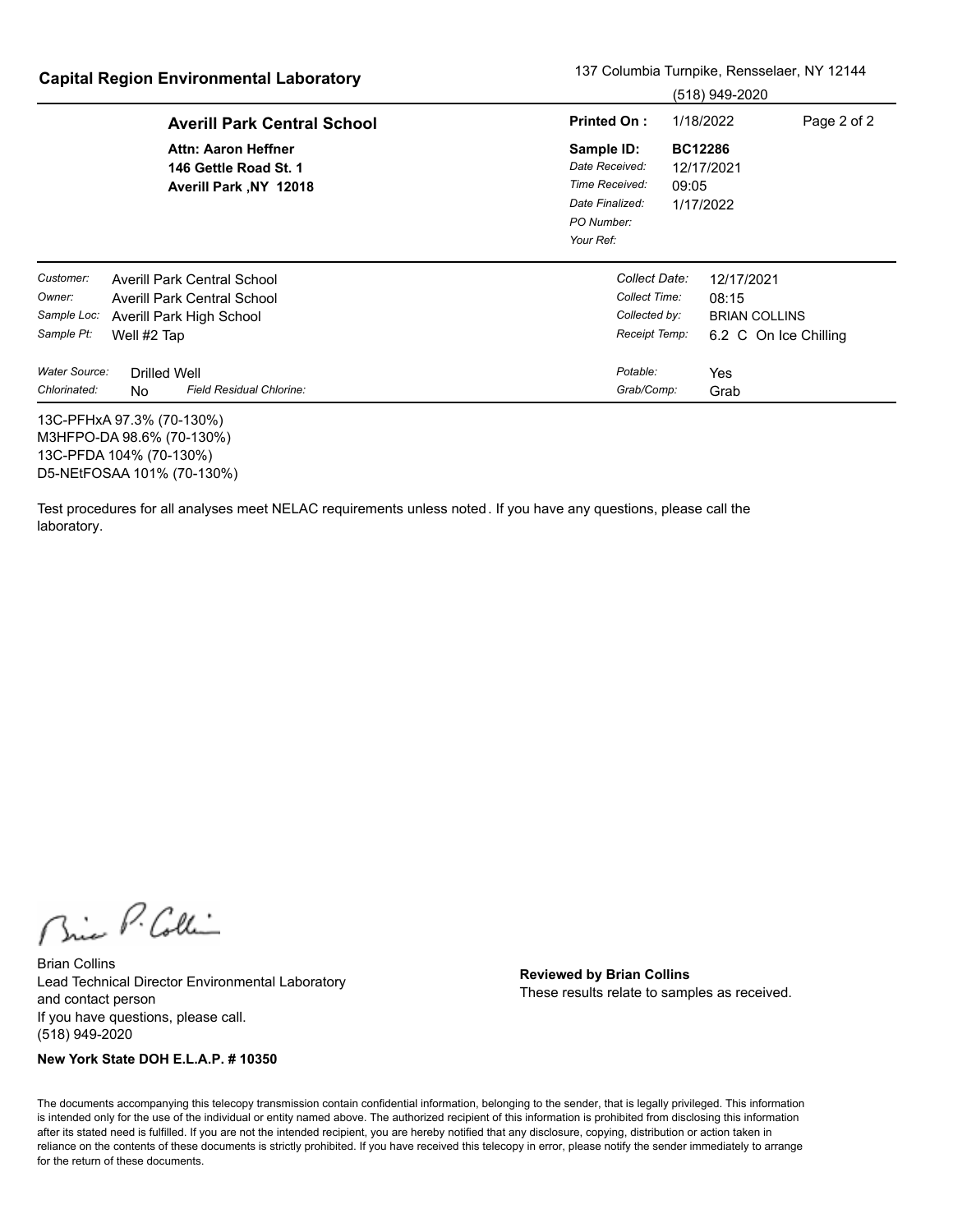**Capital Region Environmental Laboratory**

137 Columbia Turnpike, Rensselaer, NY 12144
(518) 949-2020

**Averill Park Central School**

**Attn: Aaron Heffner**
**146 Gettle Road St. 1**
**Averill Park ,NY 12018**

| | |
|---|---|
| **Printed On :** | 1/18/2022 |
| **Sample ID:** | **BC12286** |
| *Date Received:* | 12/17/2021 |
| *Time Received:* | 09:05 |
| *Date Finalized:* | 1/17/2022 |
| *PO Number:* | |
| *Your Ref:* | |

| | | | |
|---|---|---|---|
| *Customer:* | Averill Park Central School | *Collect Date:* | 12/17/2021 |
| *Owner:* | Averill Park Central School | *Collect Time:* | 08:15 |
| *Sample Loc:* | Averill Park High School | *Collected by:* | BRIAN COLLINS |
| *Sample Pt:* | Well #2 Tap | *Receipt Temp:* | 6.2 C On Ice Chilling |
| *Water Source:* | Drilled Well | *Potable:* | Yes |
| *Chlorinated:* | No *Field Residual Chlorine:* | *Grab/Comp:* | Grab |

13C-PFHxA 97.3% (70-130%)
M3HFPO-DA 98.6% (70-130%)
13C-PFDA 104% (70-130%)
D5-NEtFOSAA 101% (70-130%)

Test procedures for all analyses meet NELAC requirements unless noted. If you have any questions, please call the laboratory.

Brian Collins
Lead Technical Director Environmental Laboratory
and contact person
If you have questions, please call.
(518) 949-2020

**New York State DOH E.L.A.P. # 10350**

**Reviewed by Brian Collins**
These results relate to samples as received.

The documents accompanying this telecopy transmission contain confidential information, belonging to the sender, that is legally privileged. This information is intended only for the use of the individual or entity named above. The authorized recipient of this information is prohibited from disclosing this information after its stated need is fulfilled. If you are not the intended recipient, you are hereby notified that any disclosure, copying, distribution or action taken in reliance on the contents of these documents is strictly prohibited. If you have received this telecopy in error, please notify the sender immediately to arrange for the return of these documents.